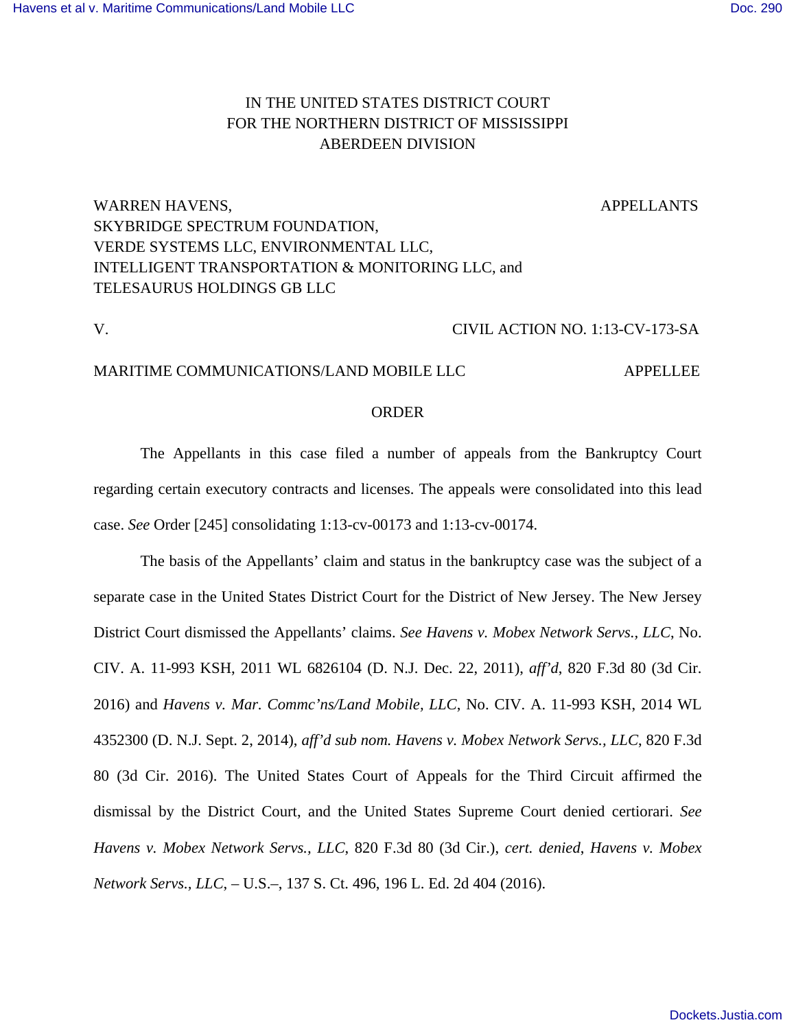IN THE UNITED STATES DISTRICT COURT
FOR THE NORTHERN DISTRICT OF MISSISSIPPI
ABERDEEN DIVISION

WARREN HAVENS,
SKYBRIDGE SPECTRUM FOUNDATION,
VERDE SYSTEMS LLC, ENVIRONMENTAL LLC,
INTELLIGENT TRANSPORTATION & MONITORING LLC, and
TELESAURUS HOLDINGS GB LLC — APPELLANTS

V. — CIVIL ACTION NO. 1:13-CV-173-SA

MARITIME COMMUNICATIONS/LAND MOBILE LLC — APPELLEE

ORDER

The Appellants in this case filed a number of appeals from the Bankruptcy Court regarding certain executory contracts and licenses. The appeals were consolidated into this lead case. *See* Order [245] consolidating 1:13-cv-00173 and 1:13-cv-00174.

The basis of the Appellants' claim and status in the bankruptcy case was the subject of a separate case in the United States District Court for the District of New Jersey. The New Jersey District Court dismissed the Appellants' claims. *See Havens v. Mobex Network Servs., LLC*, No. CIV. A. 11-993 KSH, 2011 WL 6826104 (D. N.J. Dec. 22, 2011), *aff'd*, 820 F.3d 80 (3d Cir. 2016) and *Havens v. Mar. Commc'ns/Land Mobile, LLC*, No. CIV. A. 11-993 KSH, 2014 WL 4352300 (D. N.J. Sept. 2, 2014), *aff'd sub nom. Havens v. Mobex Network Servs., LLC*, 820 F.3d 80 (3d Cir. 2016). The United States Court of Appeals for the Third Circuit affirmed the dismissal by the District Court, and the United States Supreme Court denied certiorari. *See Havens v. Mobex Network Servs., LLC*, 820 F.3d 80 (3d Cir.), *cert. denied*, *Havens v. Mobex Network Servs., LLC*, – U.S.–, 137 S. Ct. 496, 196 L. Ed. 2d 404 (2016).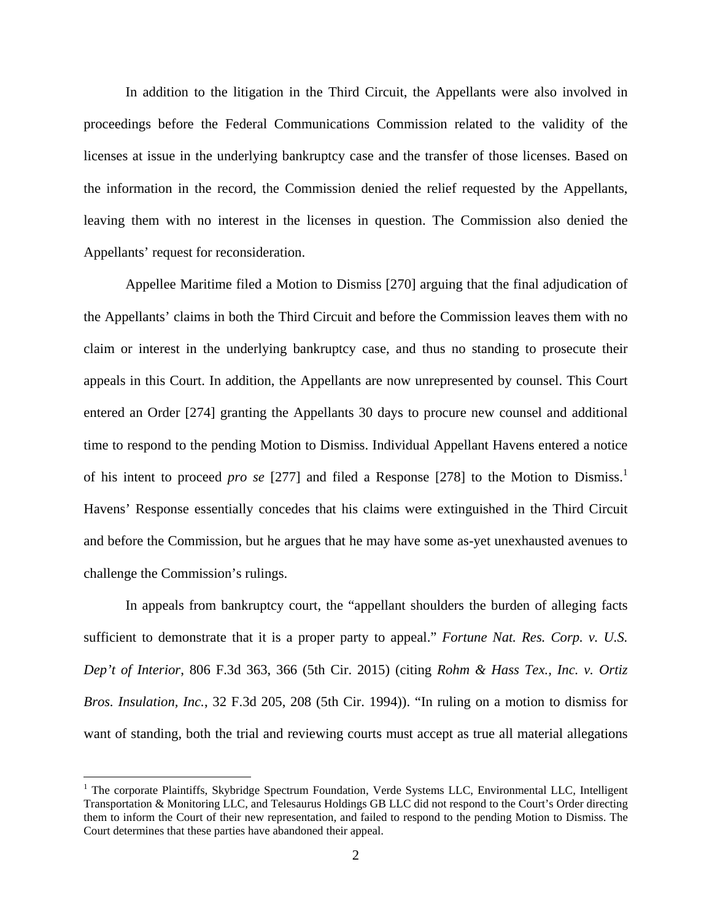In addition to the litigation in the Third Circuit, the Appellants were also involved in proceedings before the Federal Communications Commission related to the validity of the licenses at issue in the underlying bankruptcy case and the transfer of those licenses. Based on the information in the record, the Commission denied the relief requested by the Appellants, leaving them with no interest in the licenses in question. The Commission also denied the Appellants' request for reconsideration.

Appellee Maritime filed a Motion to Dismiss [270] arguing that the final adjudication of the Appellants' claims in both the Third Circuit and before the Commission leaves them with no claim or interest in the underlying bankruptcy case, and thus no standing to prosecute their appeals in this Court. In addition, the Appellants are now unrepresented by counsel. This Court entered an Order [274] granting the Appellants 30 days to procure new counsel and additional time to respond to the pending Motion to Dismiss. Individual Appellant Havens entered a notice of his intent to proceed *pro se* [277] and filed a Response [278] to the Motion to Dismiss.[1] Havens' Response essentially concedes that his claims were extinguished in the Third Circuit and before the Commission, but he argues that he may have some as-yet unexhausted avenues to challenge the Commission's rulings.

In appeals from bankruptcy court, the "appellant shoulders the burden of alleging facts sufficient to demonstrate that it is a proper party to appeal." *Fortune Nat. Res. Corp. v. U.S. Dep't of Interior*, 806 F.3d 363, 366 (5th Cir. 2015) (citing *Rohm & Hass Tex., Inc. v. Ortiz Bros. Insulation, Inc.*, 32 F.3d 205, 208 (5th Cir. 1994)). "In ruling on a motion to dismiss for want of standing, both the trial and reviewing courts must accept as true all material allegations

---

[1] The corporate Plaintiffs, Skybridge Spectrum Foundation, Verde Systems LLC, Environmental LLC, Intelligent Transportation & Monitoring LLC, and Telesaurus Holdings GB LLC did not respond to the Court's Order directing them to inform the Court of their new representation, and failed to respond to the pending Motion to Dismiss. The Court determines that these parties have abandoned their appeal.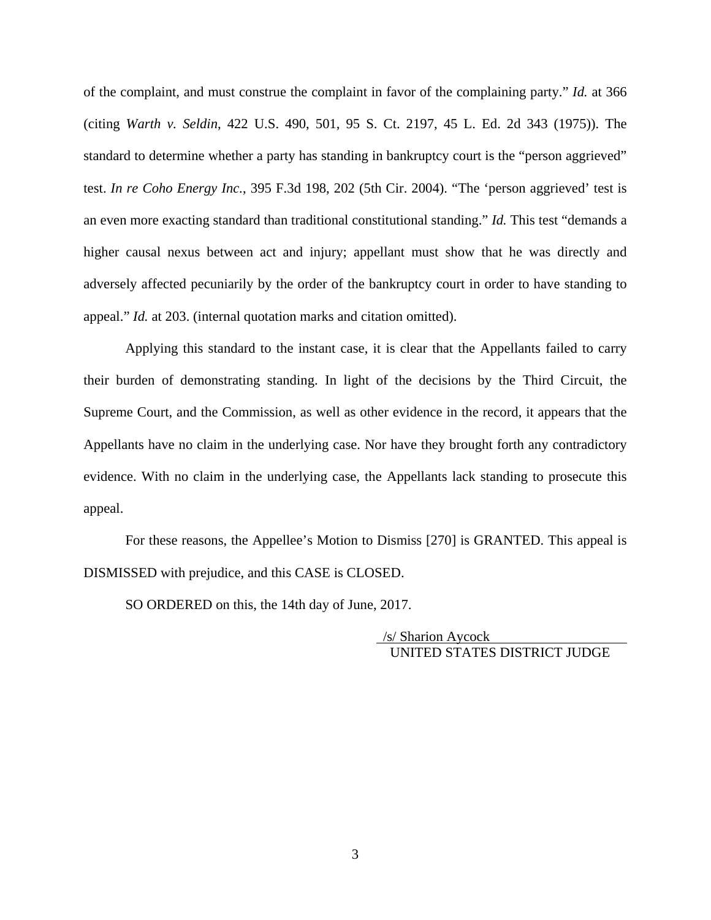of the complaint, and must construe the complaint in favor of the complaining party." *Id.* at 366 (citing *Warth v. Seldin*, 422 U.S. 490, 501, 95 S. Ct. 2197, 45 L. Ed. 2d 343 (1975)). The standard to determine whether a party has standing in bankruptcy court is the "person aggrieved" test. *In re Coho Energy Inc.*, 395 F.3d 198, 202 (5th Cir. 2004). "The 'person aggrieved' test is an even more exacting standard than traditional constitutional standing." *Id.* This test "demands a higher causal nexus between act and injury; appellant must show that he was directly and adversely affected pecuniarily by the order of the bankruptcy court in order to have standing to appeal." *Id.* at 203. (internal quotation marks and citation omitted).

Applying this standard to the instant case, it is clear that the Appellants failed to carry their burden of demonstrating standing. In light of the decisions by the Third Circuit, the Supreme Court, and the Commission, as well as other evidence in the record, it appears that the Appellants have no claim in the underlying case. Nor have they brought forth any contradictory evidence. With no claim in the underlying case, the Appellants lack standing to prosecute this appeal.

For these reasons, the Appellee's Motion to Dismiss [270] is GRANTED. This appeal is DISMISSED with prejudice, and this CASE is CLOSED.

SO ORDERED on this, the 14th day of June, 2017.

/s/ Sharion Aycock
UNITED STATES DISTRICT JUDGE